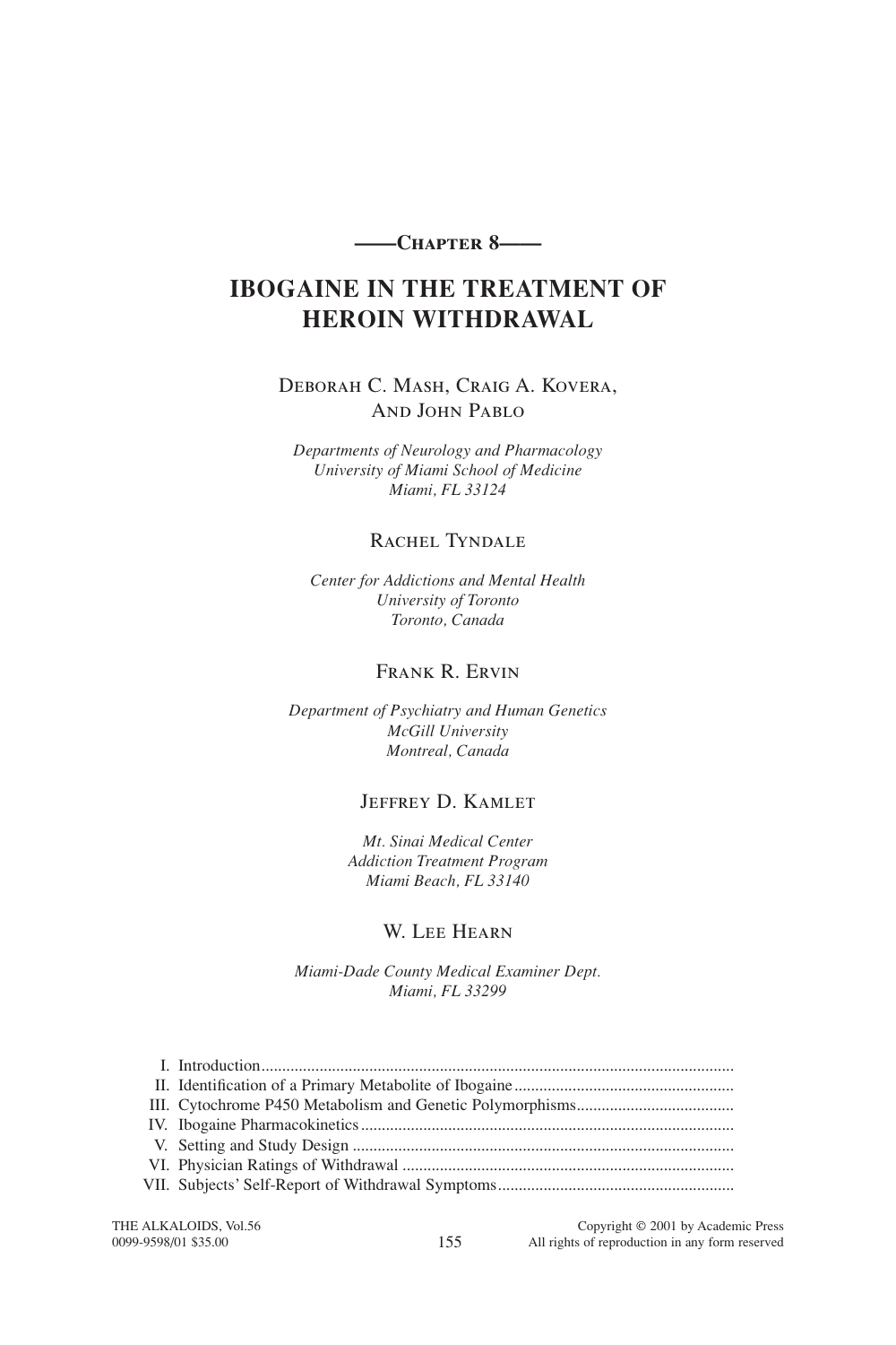—Chapter 8—

# IBOGAINE IN THE TREATMENT OF HEROIN WITHDRAWAL

Deborah C. Mash, Craig A. Kovera, And John Pablo

*Departments of Neurology and Pharmacology*
*University of Miami School of Medicine*
*Miami, FL 33124*

Rachel Tyndale

*Center for Addictions and Mental Health*
*University of Toronto*
*Toronto, Canada*

Frank R. Ervin

*Department of Psychiatry and Human Genetics*
*McGill University*
*Montreal, Canada*

Jeffrey D. Kamlet

*Mt. Sinai Medical Center*
*Addiction Treatment Program*
*Miami Beach, FL 33140*

W. Lee Hearn

*Miami-Dade County Medical Examiner Dept.*
*Miami, FL 33299*

I. Introduction
II. Identification of a Primary Metabolite of Ibogaine
III. Cytochrome P450 Metabolism and Genetic Polymorphisms
IV. Ibogaine Pharmacokinetics
V. Setting and Study Design
VI. Physician Ratings of Withdrawal
VII. Subjects' Self-Report of Withdrawal Symptoms

THE ALKALOIDS, Vol.56
0099-9598/01 $35.00

Copyright © 2001 by Academic Press
All rights of reproduction in any form reserved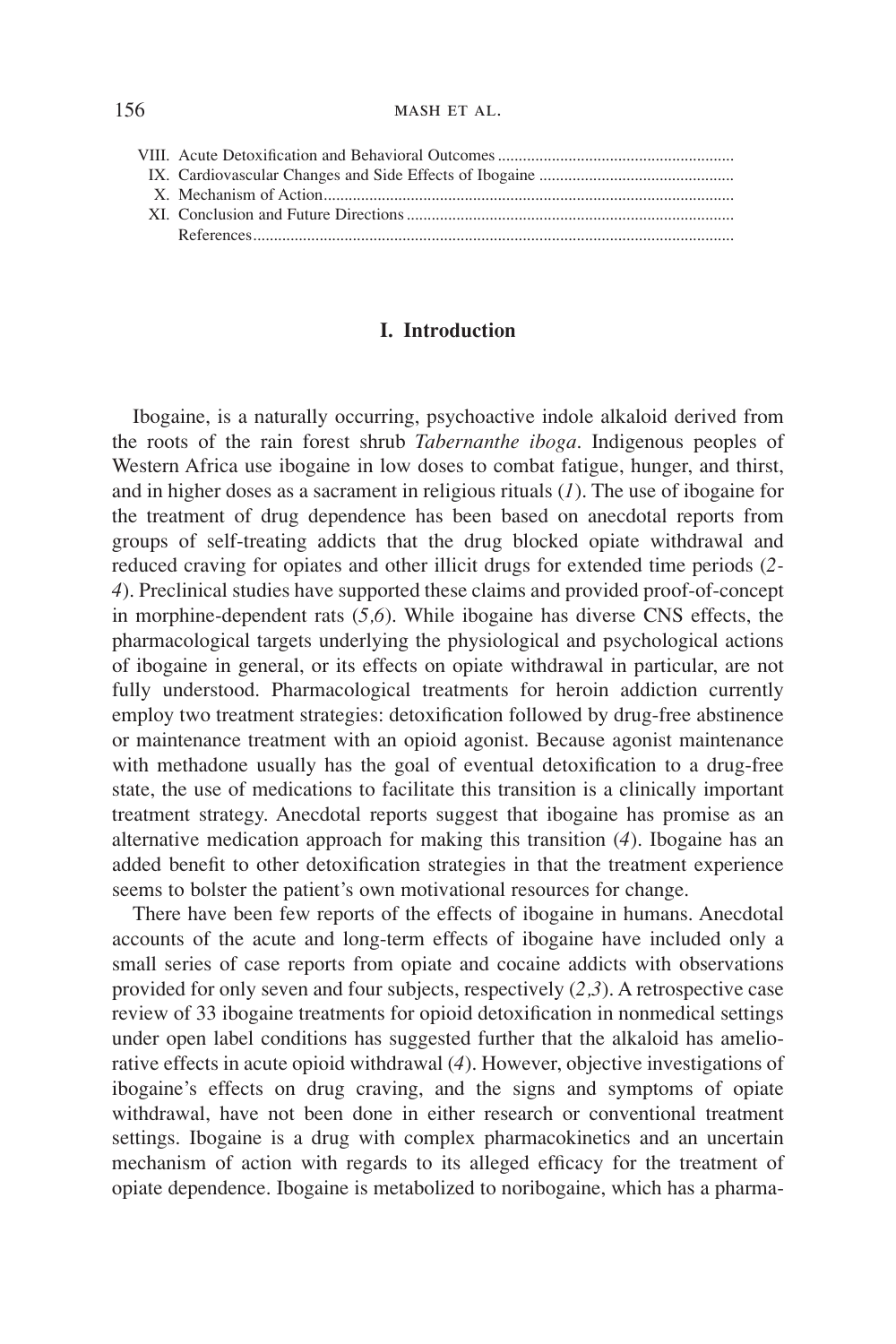VIII. Acute Detoxification and Behavioral Outcomes
IX. Cardiovascular Changes and Side Effects of Ibogaine
X. Mechanism of Action
XI. Conclusion and Future Directions
References

## I. Introduction

Ibogaine, is a naturally occurring, psychoactive indole alkaloid derived from the roots of the rain forest shrub *Tabernanthe iboga*. Indigenous peoples of Western Africa use ibogaine in low doses to combat fatigue, hunger, and thirst, and in higher doses as a sacrament in religious rituals (*1*). The use of ibogaine for the treatment of drug dependence has been based on anecdotal reports from groups of self-treating addicts that the drug blocked opiate withdrawal and reduced craving for opiates and other illicit drugs for extended time periods (*2-4*). Preclinical studies have supported these claims and provided proof-of-concept in morphine-dependent rats (*5,6*). While ibogaine has diverse CNS effects, the pharmacological targets underlying the physiological and psychological actions of ibogaine in general, or its effects on opiate withdrawal in particular, are not fully understood. Pharmacological treatments for heroin addiction currently employ two treatment strategies: detoxification followed by drug-free abstinence or maintenance treatment with an opioid agonist. Because agonist maintenance with methadone usually has the goal of eventual detoxification to a drug-free state, the use of medications to facilitate this transition is a clinically important treatment strategy. Anecdotal reports suggest that ibogaine has promise as an alternative medication approach for making this transition (*4*). Ibogaine has an added benefit to other detoxification strategies in that the treatment experience seems to bolster the patient's own motivational resources for change.

There have been few reports of the effects of ibogaine in humans. Anecdotal accounts of the acute and long-term effects of ibogaine have included only a small series of case reports from opiate and cocaine addicts with observations provided for only seven and four subjects, respectively (*2,3*). A retrospective case review of 33 ibogaine treatments for opioid detoxification in nonmedical settings under open label conditions has suggested further that the alkaloid has ameliorative effects in acute opioid withdrawal (*4*). However, objective investigations of ibogaine's effects on drug craving, and the signs and symptoms of opiate withdrawal, have not been done in either research or conventional treatment settings. Ibogaine is a drug with complex pharmacokinetics and an uncertain mechanism of action with regards to its alleged efficacy for the treatment of opiate dependence. Ibogaine is metabolized to noribogaine, which has a pharma-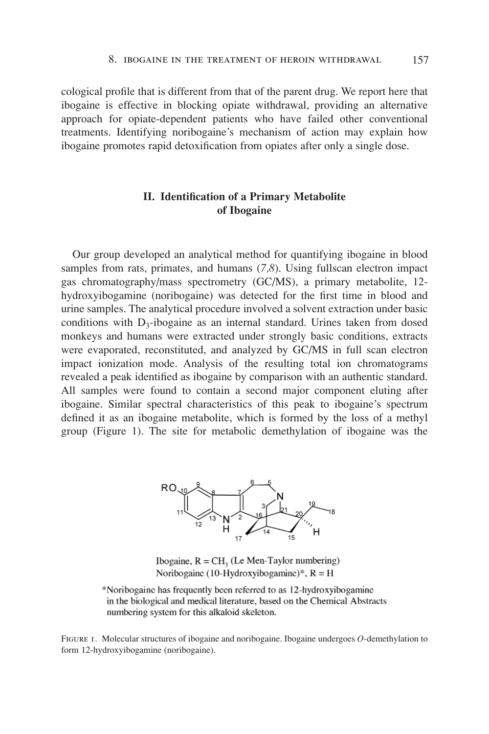cological profile that is different from that of the parent drug. We report here that ibogaine is effective in blocking opiate withdrawal, providing an alternative approach for opiate-dependent patients who have failed other conventional treatments. Identifying noribogaine's mechanism of action may explain how ibogaine promotes rapid detoxification from opiates after only a single dose.

## II. Identification of a Primary Metabolite of Ibogaine

Our group developed an analytical method for quantifying ibogaine in blood samples from rats, primates, and humans (*7,8*). Using fullscan electron impact gas chromatography/mass spectrometry (GC/MS), a primary metabolite, 12-hydroxyibogamine (noribogaine) was detected for the first time in blood and urine samples. The analytical procedure involved a solvent extraction under basic conditions with $D_3$-ibogaine as an internal standard. Urines taken from dosed monkeys and humans were extracted under strongly basic conditions, extracts were evaporated, reconstituted, and analyzed by GC/MS in full scan electron impact ionization mode. Analysis of the resulting total ion chromatograms revealed a peak identified as ibogaine by comparison with an authentic standard. All samples were found to contain a second major component eluting after ibogaine. Similar spectral characteristics of this peak to ibogaine's spectrum defined it as an ibogaine metabolite, which is formed by the loss of a methyl group (Figure 1). The site for metabolic demethylation of ibogaine was the

Ibogaine, R = $CH_3$ (Le Men-Taylor numbering)
Noribogaine (10-Hydroxyibogamine)*, R = H

*Noribogaine has frequently been referred to as 12-hydroxyibogamine in the biological and medical literature, based on the Chemical Abstracts numbering system for this alkaloid skeleton.

Figure 1. Molecular structures of ibogaine and noribogaine. Ibogaine undergoes *O*-demethylation to form 12-hydroxyibogamine (noribogaine).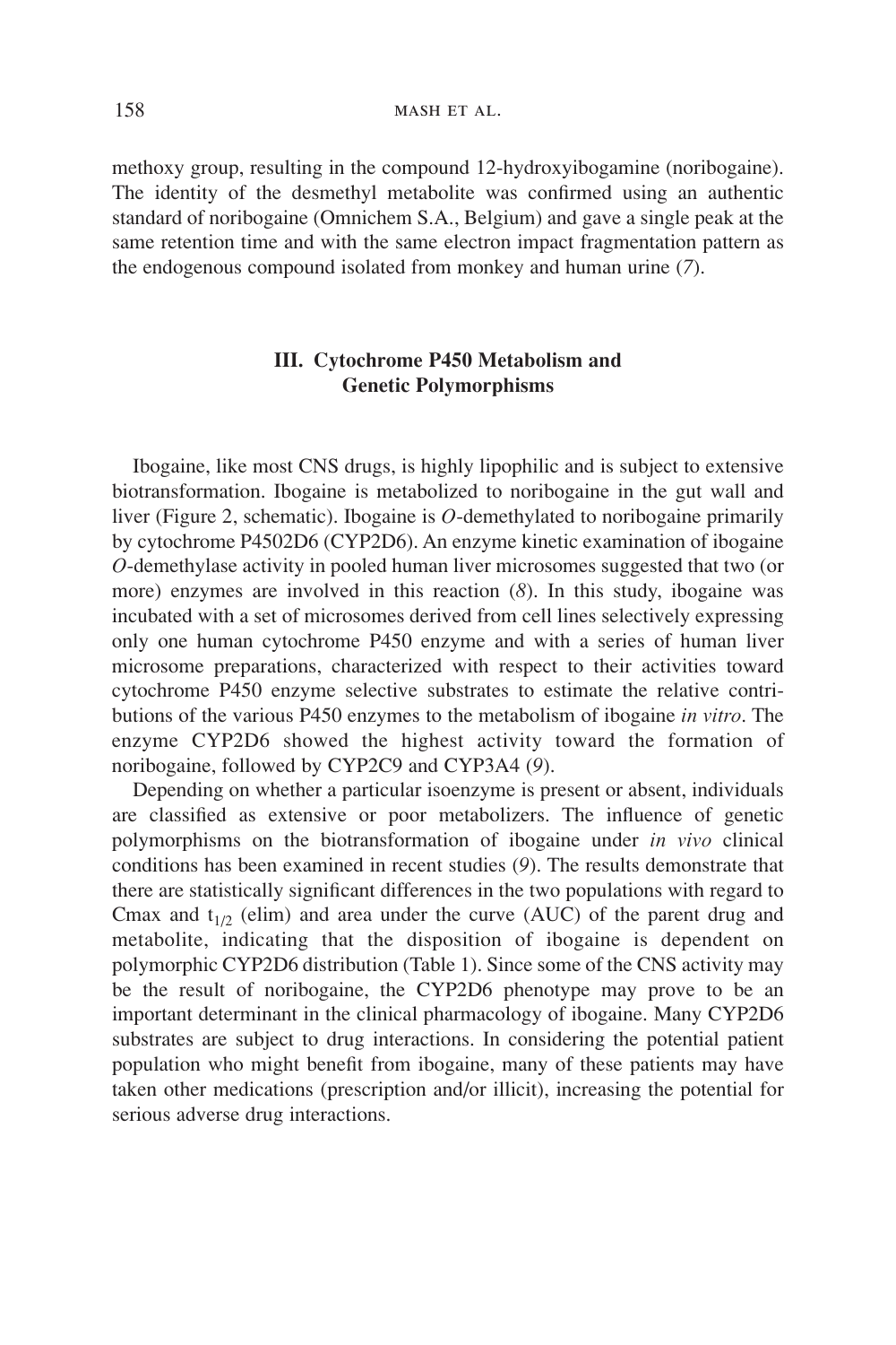methoxy group, resulting in the compound 12-hydroxyibogamine (noribogaine). The identity of the desmethyl metabolite was confirmed using an authentic standard of noribogaine (Omnichem S.A., Belgium) and gave a single peak at the same retention time and with the same electron impact fragmentation pattern as the endogenous compound isolated from monkey and human urine (*7*).

## III. Cytochrome P450 Metabolism and Genetic Polymorphisms

Ibogaine, like most CNS drugs, is highly lipophilic and is subject to extensive biotransformation. Ibogaine is metabolized to noribogaine in the gut wall and liver (Figure 2, schematic). Ibogaine is *O*-demethylated to noribogaine primarily by cytochrome P4502D6 (CYP2D6). An enzyme kinetic examination of ibogaine *O*-demethylase activity in pooled human liver microsomes suggested that two (or more) enzymes are involved in this reaction (*8*). In this study, ibogaine was incubated with a set of microsomes derived from cell lines selectively expressing only one human cytochrome P450 enzyme and with a series of human liver microsome preparations, characterized with respect to their activities toward cytochrome P450 enzyme selective substrates to estimate the relative contributions of the various P450 enzymes to the metabolism of ibogaine *in vitro*. The enzyme CYP2D6 showed the highest activity toward the formation of noribogaine, followed by CYP2C9 and CYP3A4 (*9*).

Depending on whether a particular isoenzyme is present or absent, individuals are classified as extensive or poor metabolizers. The influence of genetic polymorphisms on the biotransformation of ibogaine under *in vivo* clinical conditions has been examined in recent studies (*9*). The results demonstrate that there are statistically significant differences in the two populations with regard to Cmax and $t_{1/2}$ (elim) and area under the curve (AUC) of the parent drug and metabolite, indicating that the disposition of ibogaine is dependent on polymorphic CYP2D6 distribution (Table 1). Since some of the CNS activity may be the result of noribogaine, the CYP2D6 phenotype may prove to be an important determinant in the clinical pharmacology of ibogaine. Many CYP2D6 substrates are subject to drug interactions. In considering the potential patient population who might benefit from ibogaine, many of these patients may have taken other medications (prescription and/or illicit), increasing the potential for serious adverse drug interactions.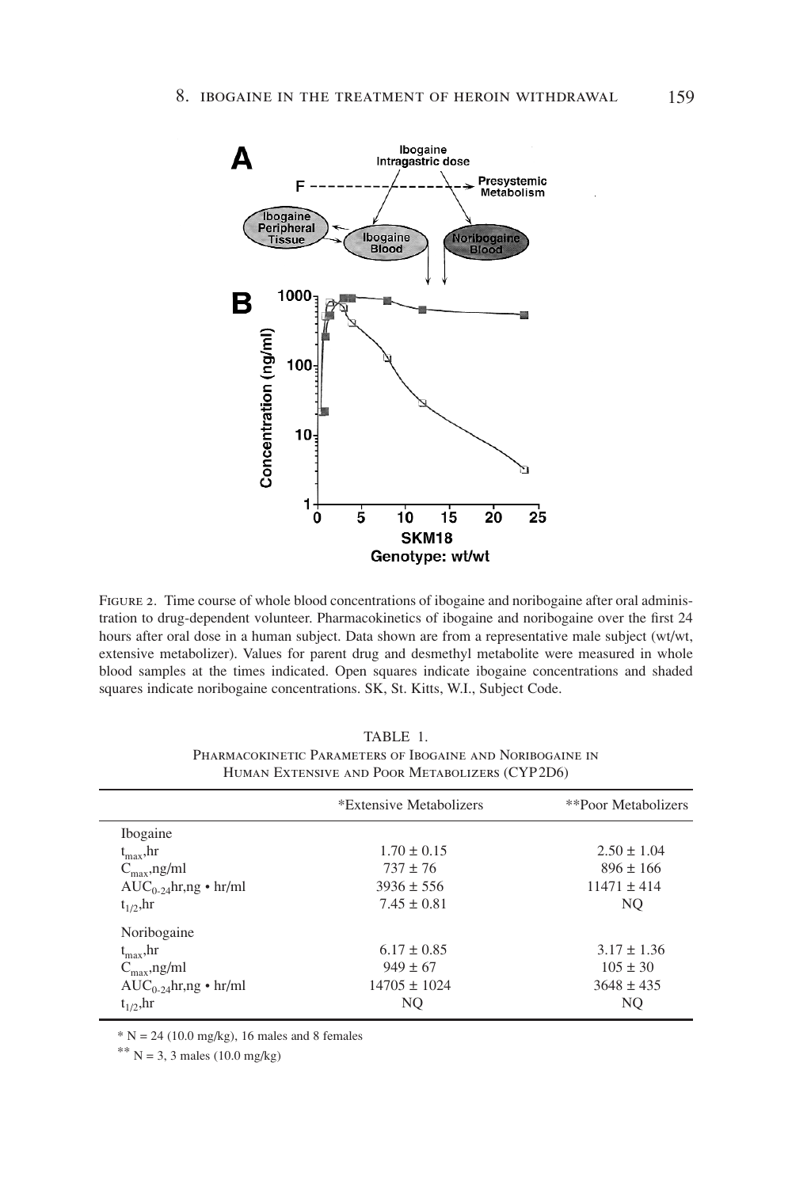FIGURE 2. Time course of whole blood concentrations of ibogaine and noribogaine after oral administration to drug-dependent volunteer. Pharmacokinetics of ibogaine and noribogaine over the first 24 hours after oral dose in a human subject. Data shown are from a representative male subject (wt/wt, extensive metabolizer). Values for parent drug and desmethyl metabolite were measured in whole blood samples at the times indicated. Open squares indicate ibogaine concentrations and shaded squares indicate noribogaine concentrations. SK, St. Kitts, W.I., Subject Code.

TABLE 1.
PHARMACOKINETIC PARAMETERS OF IBOGAINE AND NORIBOGAINE IN HUMAN EXTENSIVE AND POOR METABOLIZERS (CYP2D6)

| | *Extensive Metabolizers | **Poor Metabolizers |
|---|---|---|
| Ibogaine | | |
| $t_{max}$,hr | $1.70 \pm 0.15$ | $2.50 \pm 1.04$ |
| $C_{max}$,ng/ml | $737 \pm 76$ | $896 \pm 166$ |
| $AUC_{0\text{-}24}$hr,ng • hr/ml | $3936 \pm 556$ | $11471 \pm 414$ |
| $t_{1/2}$,hr | $7.45 \pm 0.81$ | NQ |
| Noribogaine | | |
| $t_{max}$,hr | $6.17 \pm 0.85$ | $3.17 \pm 1.36$ |
| $C_{max}$,ng/ml | $949 \pm 67$ | $105 \pm 30$ |
| $AUC_{0\text{-}24}$hr,ng • hr/ml | $14705 \pm 1024$ | $3648 \pm 435$ |
| $t_{1/2}$,hr | NQ | NQ |

* N = 24 (10.0 mg/kg), 16 males and 8 females

** N = 3, 3 males (10.0 mg/kg)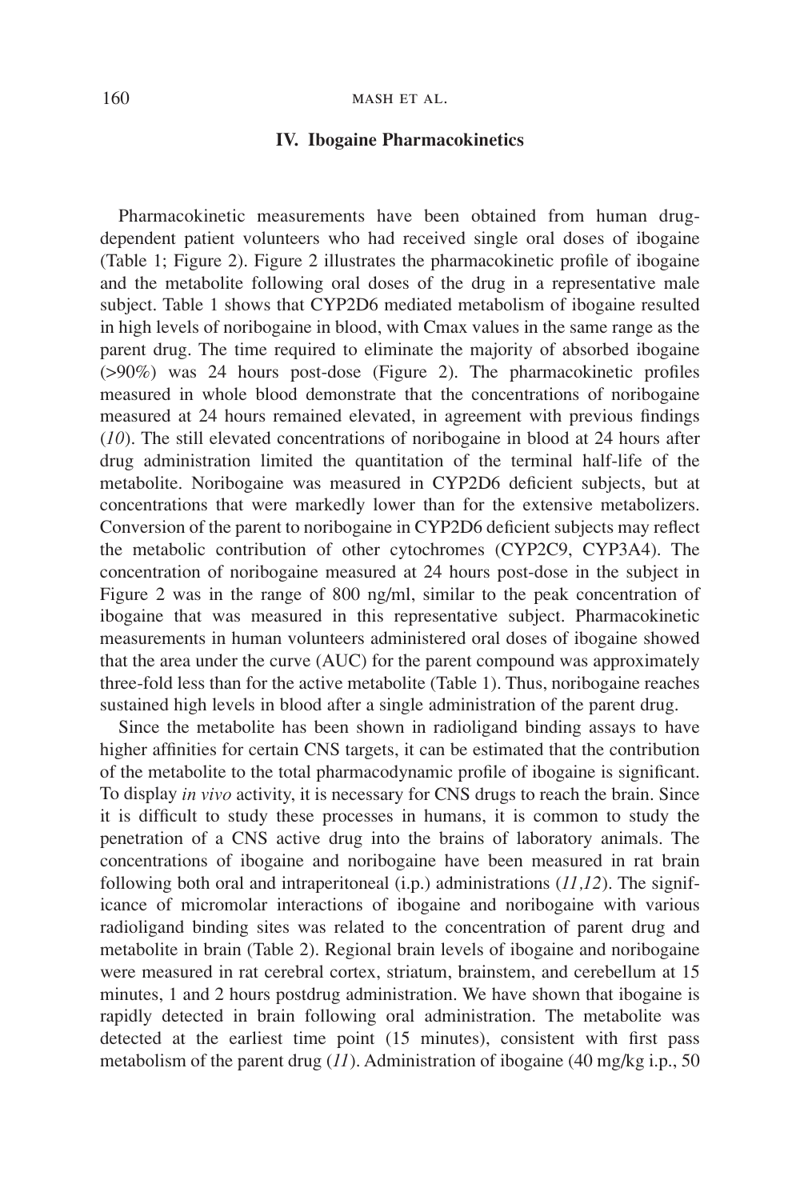## IV. Ibogaine Pharmacokinetics

Pharmacokinetic measurements have been obtained from human drug-dependent patient volunteers who had received single oral doses of ibogaine (Table 1; Figure 2). Figure 2 illustrates the pharmacokinetic profile of ibogaine and the metabolite following oral doses of the drug in a representative male subject. Table 1 shows that CYP2D6 mediated metabolism of ibogaine resulted in high levels of noribogaine in blood, with Cmax values in the same range as the parent drug. The time required to eliminate the majority of absorbed ibogaine (>90%) was 24 hours post-dose (Figure 2). The pharmacokinetic profiles measured in whole blood demonstrate that the concentrations of noribogaine measured at 24 hours remained elevated, in agreement with previous findings (*10*). The still elevated concentrations of noribogaine in blood at 24 hours after drug administration limited the quantitation of the terminal half-life of the metabolite. Noribogaine was measured in CYP2D6 deficient subjects, but at concentrations that were markedly lower than for the extensive metabolizers. Conversion of the parent to noribogaine in CYP2D6 deficient subjects may reflect the metabolic contribution of other cytochromes (CYP2C9, CYP3A4). The concentration of noribogaine measured at 24 hours post-dose in the subject in Figure 2 was in the range of 800 ng/ml, similar to the peak concentration of ibogaine that was measured in this representative subject. Pharmacokinetic measurements in human volunteers administered oral doses of ibogaine showed that the area under the curve (AUC) for the parent compound was approximately three-fold less than for the active metabolite (Table 1). Thus, noribogaine reaches sustained high levels in blood after a single administration of the parent drug.

Since the metabolite has been shown in radioligand binding assays to have higher affinities for certain CNS targets, it can be estimated that the contribution of the metabolite to the total pharmacodynamic profile of ibogaine is significant. To display *in vivo* activity, it is necessary for CNS drugs to reach the brain. Since it is difficult to study these processes in humans, it is common to study the penetration of a CNS active drug into the brains of laboratory animals. The concentrations of ibogaine and noribogaine have been measured in rat brain following both oral and intraperitoneal (i.p.) administrations (*11,12*). The significance of micromolar interactions of ibogaine and noribogaine with various radioligand binding sites was related to the concentration of parent drug and metabolite in brain (Table 2). Regional brain levels of ibogaine and noribogaine were measured in rat cerebral cortex, striatum, brainstem, and cerebellum at 15 minutes, 1 and 2 hours postdrug administration. We have shown that ibogaine is rapidly detected in brain following oral administration. The metabolite was detected at the earliest time point (15 minutes), consistent with first pass metabolism of the parent drug (*11*). Administration of ibogaine (40 mg/kg i.p., 50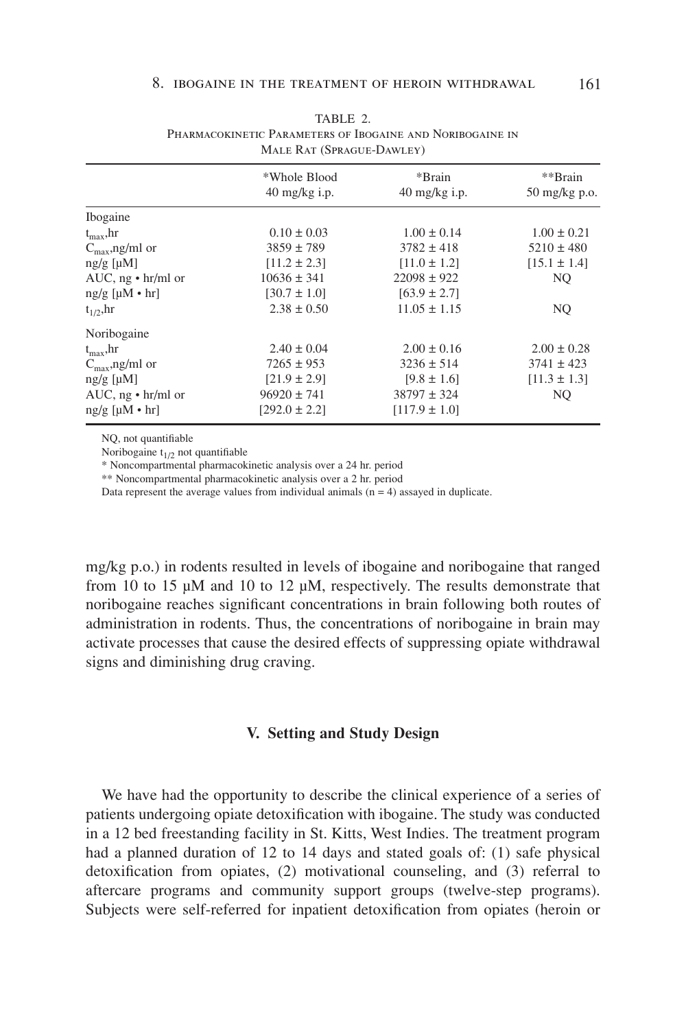TABLE 2.
PHARMACOKINETIC PARAMETERS OF IBOGAINE AND NORIBOGAINE IN MALE RAT (SPRAGUE-DAWLEY)

| | *Whole Blood 40 mg/kg i.p. | *Brain 40 mg/kg i.p. | **Brain 50 mg/kg p.o. |
|---|---|---|---|
| Ibogaine | | | |
| $t_{max}$,hr | 0.10 ± 0.03 | 1.00 ± 0.14 | 1.00 ± 0.21 |
| $C_{max}$,ng/ml or | 3859 ± 789 | 3782 ± 418 | 5210 ± 480 |
| ng/g [µM] | [11.2 ± 2.3] | [11.0 ± 1.2] | [15.1 ± 1.4] |
| AUC, ng • hr/ml or | 10636 ± 341 | 22098 ± 922 | NQ |
| ng/g [µM • hr] | [30.7 ± 1.0] | [63.9 ± 2.7] | |
| $t_{1/2}$,hr | 2.38 ± 0.50 | 11.05 ± 1.15 | NQ |
| Noribogaine | | | |
| $t_{max}$,hr | 2.40 ± 0.04 | 2.00 ± 0.16 | 2.00 ± 0.28 |
| $C_{max}$,ng/ml or | 7265 ± 953 | 3236 ± 514 | 3741 ± 423 |
| ng/g [µM] | [21.9 ± 2.9] | [9.8 ± 1.6] | [11.3 ± 1.3] |
| AUC, ng • hr/ml or | 96920 ± 741 | 38797 ± 324 | NQ |
| ng/g [µM • hr] | [292.0 ± 2.2] | [117.9 ± 1.0] | |

NQ, not quantifiable

Noribogaine $t_{1/2}$ not quantifiable

* Noncompartmental pharmacokinetic analysis over a 24 hr. period

** Noncompartmental pharmacokinetic analysis over a 2 hr. period

Data represent the average values from individual animals (n = 4) assayed in duplicate.

mg/kg p.o.) in rodents resulted in levels of ibogaine and noribogaine that ranged from 10 to 15 µM and 10 to 12 µM, respectively. The results demonstrate that noribogaine reaches significant concentrations in brain following both routes of administration in rodents. Thus, the concentrations of noribogaine in brain may activate processes that cause the desired effects of suppressing opiate withdrawal signs and diminishing drug craving.

## V. Setting and Study Design

We have had the opportunity to describe the clinical experience of a series of patients undergoing opiate detoxification with ibogaine. The study was conducted in a 12 bed freestanding facility in St. Kitts, West Indies. The treatment program had a planned duration of 12 to 14 days and stated goals of: (1) safe physical detoxification from opiates, (2) motivational counseling, and (3) referral to aftercare programs and community support groups (twelve-step programs). Subjects were self-referred for inpatient detoxification from opiates (heroin or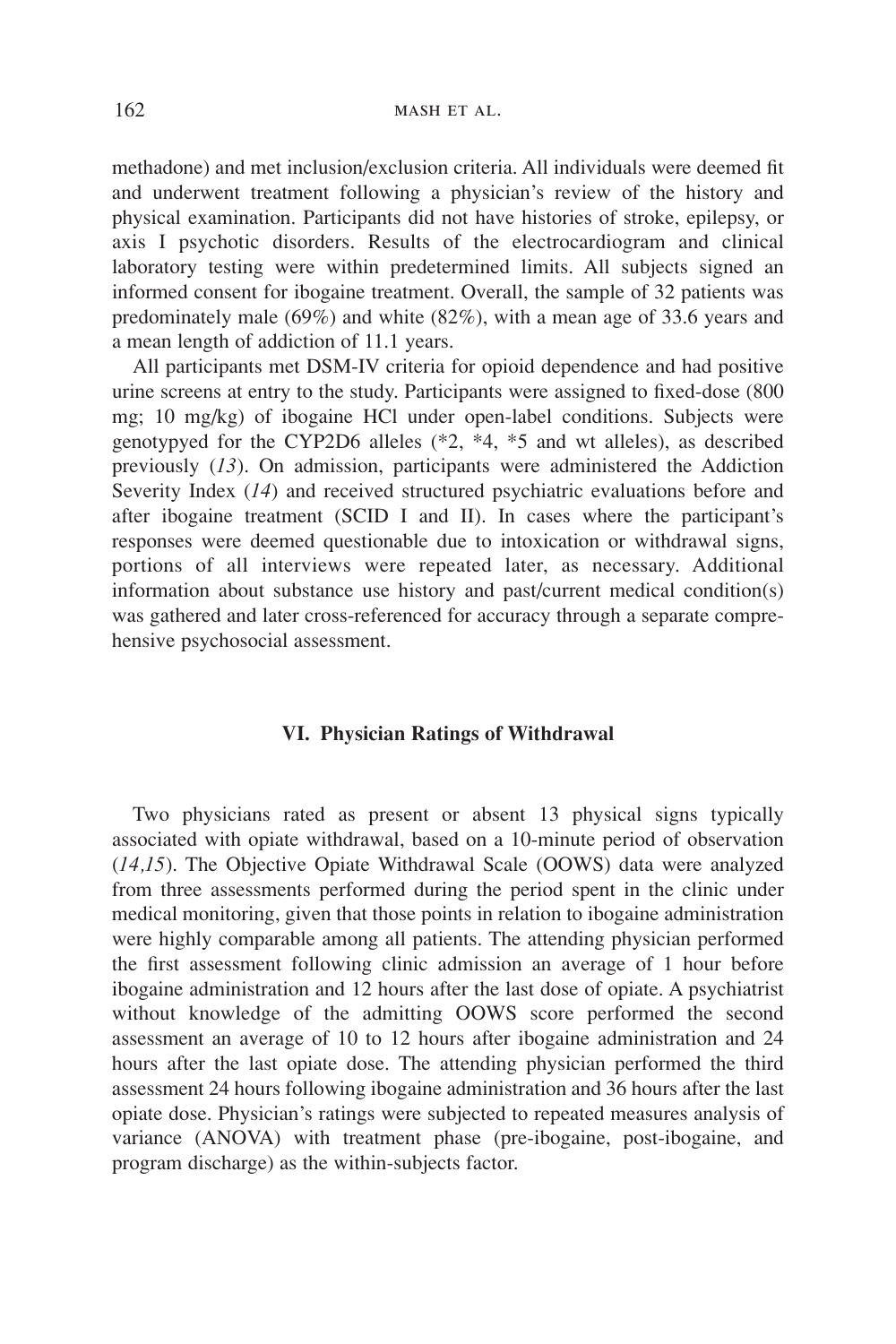methadone) and met inclusion/exclusion criteria. All individuals were deemed fit and underwent treatment following a physician's review of the history and physical examination. Participants did not have histories of stroke, epilepsy, or axis I psychotic disorders. Results of the electrocardiogram and clinical laboratory testing were within predetermined limits. All subjects signed an informed consent for ibogaine treatment. Overall, the sample of 32 patients was predominately male (69%) and white (82%), with a mean age of 33.6 years and a mean length of addiction of 11.1 years.

All participants met DSM-IV criteria for opioid dependence and had positive urine screens at entry to the study. Participants were assigned to fixed-dose (800 mg; 10 mg/kg) of ibogaine HCl under open-label conditions. Subjects were genotypyed for the CYP2D6 alleles (*2, *4, *5 and wt alleles), as described previously (*13*). On admission, participants were administered the Addiction Severity Index (*14*) and received structured psychiatric evaluations before and after ibogaine treatment (SCID I and II). In cases where the participant's responses were deemed questionable due to intoxication or withdrawal signs, portions of all interviews were repeated later, as necessary. Additional information about substance use history and past/current medical condition(s) was gathered and later cross-referenced for accuracy through a separate comprehensive psychosocial assessment.

## VI. Physician Ratings of Withdrawal

Two physicians rated as present or absent 13 physical signs typically associated with opiate withdrawal, based on a 10-minute period of observation (*14,15*). The Objective Opiate Withdrawal Scale (OOWS) data were analyzed from three assessments performed during the period spent in the clinic under medical monitoring, given that those points in relation to ibogaine administration were highly comparable among all patients. The attending physician performed the first assessment following clinic admission an average of 1 hour before ibogaine administration and 12 hours after the last dose of opiate. A psychiatrist without knowledge of the admitting OOWS score performed the second assessment an average of 10 to 12 hours after ibogaine administration and 24 hours after the last opiate dose. The attending physician performed the third assessment 24 hours following ibogaine administration and 36 hours after the last opiate dose. Physician's ratings were subjected to repeated measures analysis of variance (ANOVA) with treatment phase (pre-ibogaine, post-ibogaine, and program discharge) as the within-subjects factor.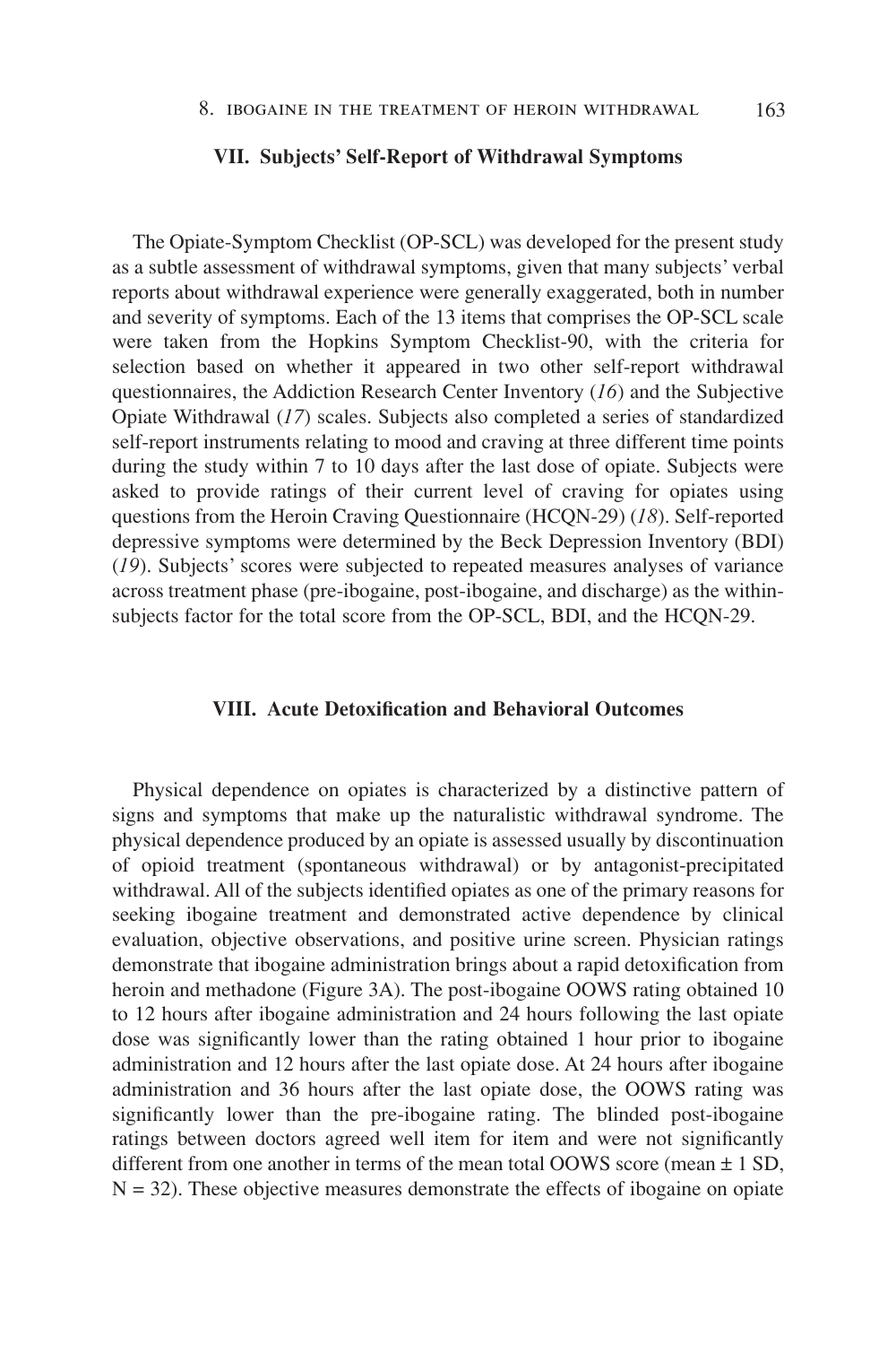## VII. Subjects' Self-Report of Withdrawal Symptoms

The Opiate-Symptom Checklist (OP-SCL) was developed for the present study as a subtle assessment of withdrawal symptoms, given that many subjects' verbal reports about withdrawal experience were generally exaggerated, both in number and severity of symptoms. Each of the 13 items that comprises the OP-SCL scale were taken from the Hopkins Symptom Checklist-90, with the criteria for selection based on whether it appeared in two other self-report withdrawal questionnaires, the Addiction Research Center Inventory (*16*) and the Subjective Opiate Withdrawal (*17*) scales. Subjects also completed a series of standardized self-report instruments relating to mood and craving at three different time points during the study within 7 to 10 days after the last dose of opiate. Subjects were asked to provide ratings of their current level of craving for opiates using questions from the Heroin Craving Questionnaire (HCQN-29) (*18*). Self-reported depressive symptoms were determined by the Beck Depression Inventory (BDI) (*19*). Subjects' scores were subjected to repeated measures analyses of variance across treatment phase (pre-ibogaine, post-ibogaine, and discharge) as the within-subjects factor for the total score from the OP-SCL, BDI, and the HCQN-29.

## VIII. Acute Detoxification and Behavioral Outcomes

Physical dependence on opiates is characterized by a distinctive pattern of signs and symptoms that make up the naturalistic withdrawal syndrome. The physical dependence produced by an opiate is assessed usually by discontinuation of opioid treatment (spontaneous withdrawal) or by antagonist-precipitated withdrawal. All of the subjects identified opiates as one of the primary reasons for seeking ibogaine treatment and demonstrated active dependence by clinical evaluation, objective observations, and positive urine screen. Physician ratings demonstrate that ibogaine administration brings about a rapid detoxification from heroin and methadone (Figure 3A). The post-ibogaine OOWS rating obtained 10 to 12 hours after ibogaine administration and 24 hours following the last opiate dose was significantly lower than the rating obtained 1 hour prior to ibogaine administration and 12 hours after the last opiate dose. At 24 hours after ibogaine administration and 36 hours after the last opiate dose, the OOWS rating was significantly lower than the pre-ibogaine rating. The blinded post-ibogaine ratings between doctors agreed well item for item and were not significantly different from one another in terms of the mean total OOWS score (mean ± 1 SD, N = 32). These objective measures demonstrate the effects of ibogaine on opiate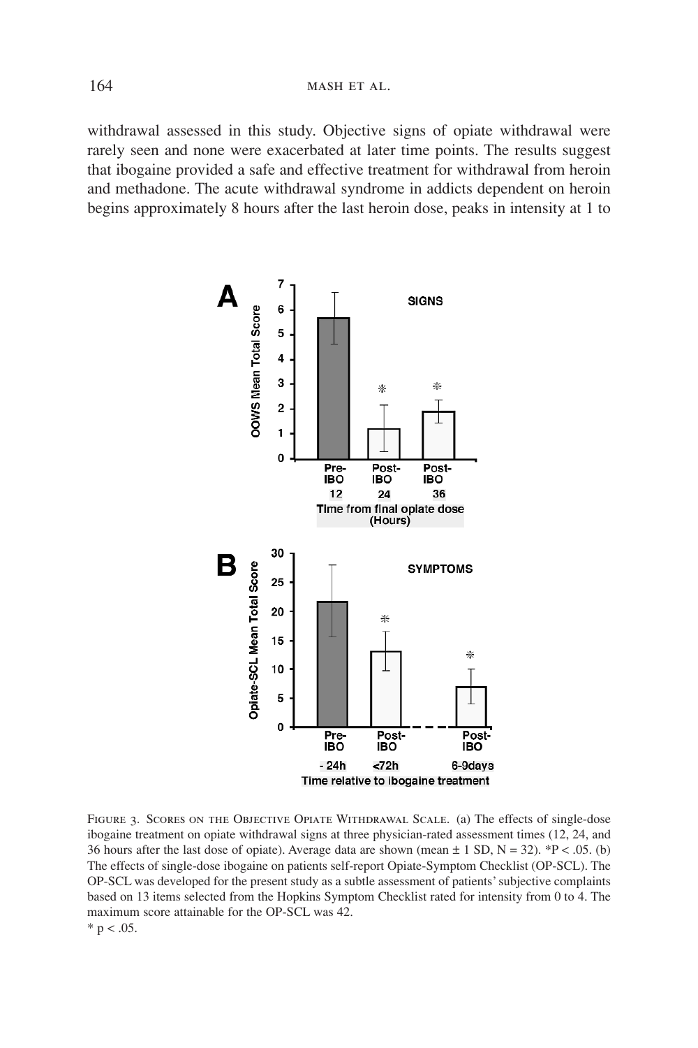withdrawal assessed in this study. Objective signs of opiate withdrawal were rarely seen and none were exacerbated at later time points. The results suggest that ibogaine provided a safe and effective treatment for withdrawal from heroin and methadone. The acute withdrawal syndrome in addicts dependent on heroin begins approximately 8 hours after the last heroin dose, peaks in intensity at 1 to

FIGURE 3. SCORES ON THE OBJECTIVE OPIATE WITHDRAWAL SCALE. (a) The effects of single-dose ibogaine treatment on opiate withdrawal signs at three physician-rated assessment times (12, 24, and 36 hours after the last dose of opiate). Average data are shown (mean ± 1 SD, N = 32). *$P < .05$. (b) The effects of single-dose ibogaine on patients self-report Opiate-Symptom Checklist (OP-SCL). The OP-SCL was developed for the present study as a subtle assessment of patients' subjective complaints based on 13 items selected from the Hopkins Symptom Checklist rated for intensity from 0 to 4. The maximum score attainable for the OP-SCL was 42.

* $p < .05$.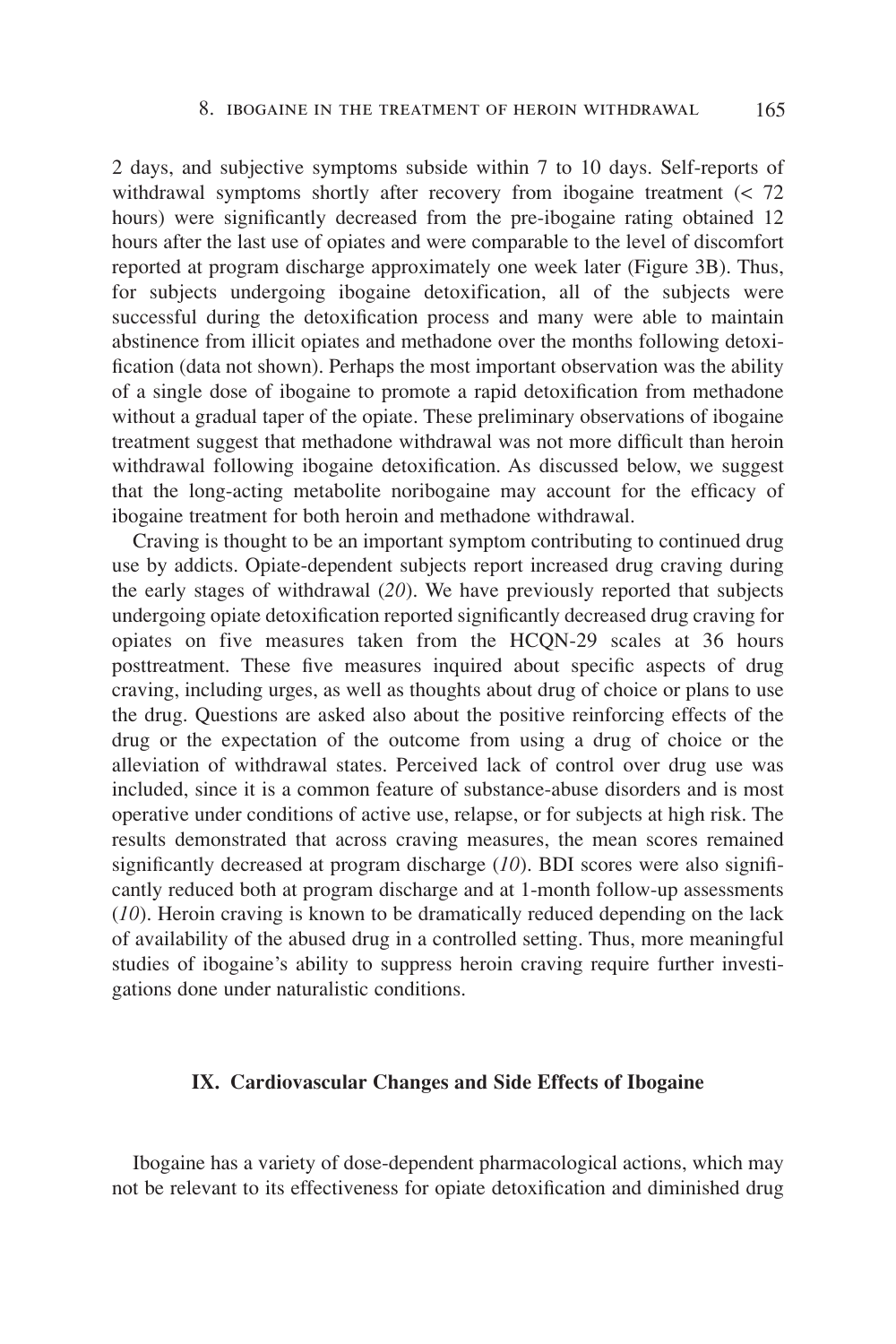2 days, and subjective symptoms subside within 7 to 10 days. Self-reports of withdrawal symptoms shortly after recovery from ibogaine treatment (< 72 hours) were significantly decreased from the pre-ibogaine rating obtained 12 hours after the last use of opiates and were comparable to the level of discomfort reported at program discharge approximately one week later (Figure 3B). Thus, for subjects undergoing ibogaine detoxification, all of the subjects were successful during the detoxification process and many were able to maintain abstinence from illicit opiates and methadone over the months following detoxification (data not shown). Perhaps the most important observation was the ability of a single dose of ibogaine to promote a rapid detoxification from methadone without a gradual taper of the opiate. These preliminary observations of ibogaine treatment suggest that methadone withdrawal was not more difficult than heroin withdrawal following ibogaine detoxification. As discussed below, we suggest that the long-acting metabolite noribogaine may account for the efficacy of ibogaine treatment for both heroin and methadone withdrawal.

Craving is thought to be an important symptom contributing to continued drug use by addicts. Opiate-dependent subjects report increased drug craving during the early stages of withdrawal (*20*). We have previously reported that subjects undergoing opiate detoxification reported significantly decreased drug craving for opiates on five measures taken from the HCQN-29 scales at 36 hours posttreatment. These five measures inquired about specific aspects of drug craving, including urges, as well as thoughts about drug of choice or plans to use the drug. Questions are asked also about the positive reinforcing effects of the drug or the expectation of the outcome from using a drug of choice or the alleviation of withdrawal states. Perceived lack of control over drug use was included, since it is a common feature of substance-abuse disorders and is most operative under conditions of active use, relapse, or for subjects at high risk. The results demonstrated that across craving measures, the mean scores remained significantly decreased at program discharge (*10*). BDI scores were also significantly reduced both at program discharge and at 1-month follow-up assessments (*10*). Heroin craving is known to be dramatically reduced depending on the lack of availability of the abused drug in a controlled setting. Thus, more meaningful studies of ibogaine's ability to suppress heroin craving require further investigations done under naturalistic conditions.

## IX. Cardiovascular Changes and Side Effects of Ibogaine

Ibogaine has a variety of dose-dependent pharmacological actions, which may not be relevant to its effectiveness for opiate detoxification and diminished drug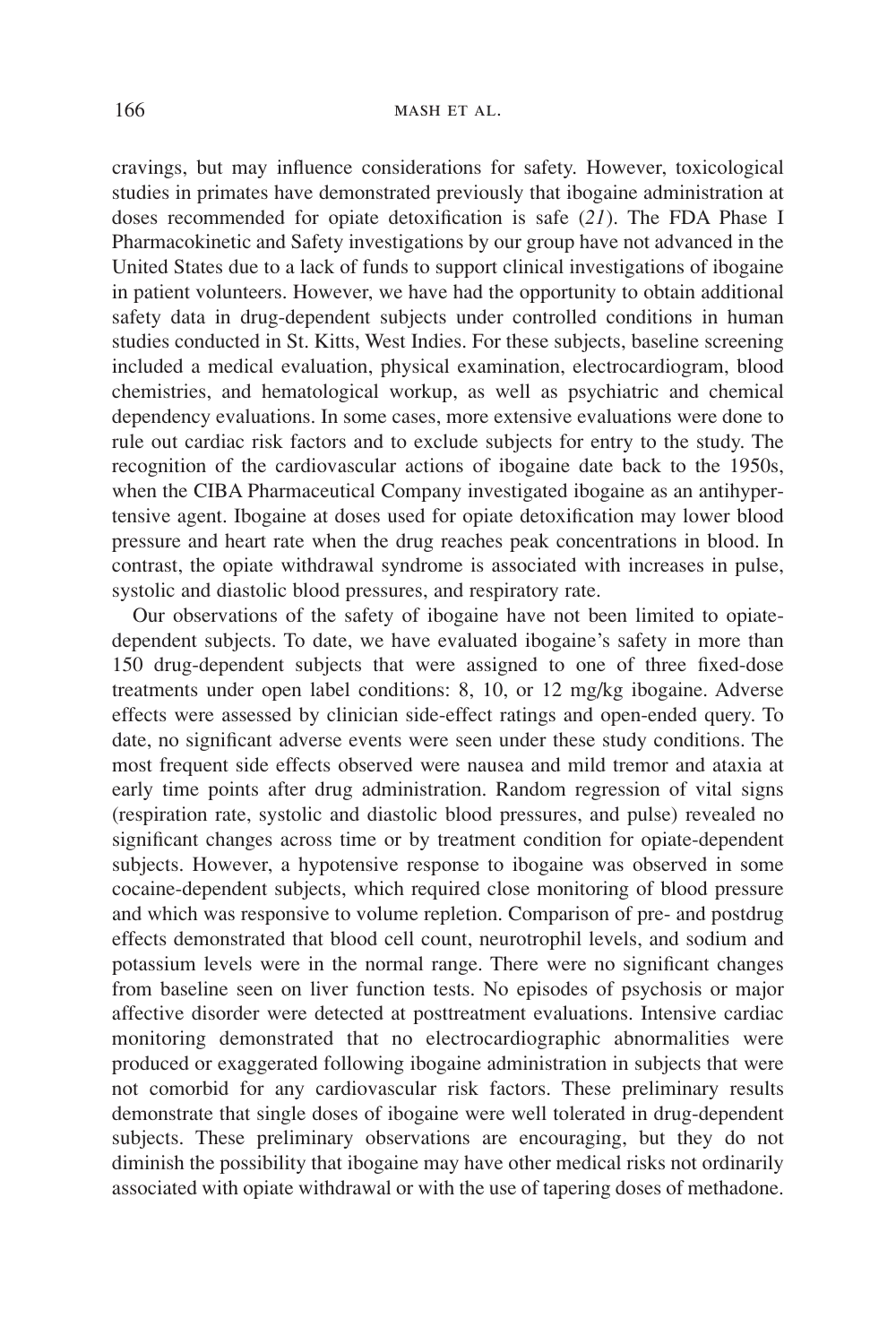cravings, but may influence considerations for safety. However, toxicological studies in primates have demonstrated previously that ibogaine administration at doses recommended for opiate detoxification is safe (*21*). The FDA Phase I Pharmacokinetic and Safety investigations by our group have not advanced in the United States due to a lack of funds to support clinical investigations of ibogaine in patient volunteers. However, we have had the opportunity to obtain additional safety data in drug-dependent subjects under controlled conditions in human studies conducted in St. Kitts, West Indies. For these subjects, baseline screening included a medical evaluation, physical examination, electrocardiogram, blood chemistries, and hematological workup, as well as psychiatric and chemical dependency evaluations. In some cases, more extensive evaluations were done to rule out cardiac risk factors and to exclude subjects for entry to the study. The recognition of the cardiovascular actions of ibogaine date back to the 1950s, when the CIBA Pharmaceutical Company investigated ibogaine as an antihypertensive agent. Ibogaine at doses used for opiate detoxification may lower blood pressure and heart rate when the drug reaches peak concentrations in blood. In contrast, the opiate withdrawal syndrome is associated with increases in pulse, systolic and diastolic blood pressures, and respiratory rate.

Our observations of the safety of ibogaine have not been limited to opiate-dependent subjects. To date, we have evaluated ibogaine's safety in more than 150 drug-dependent subjects that were assigned to one of three fixed-dose treatments under open label conditions: 8, 10, or 12 mg/kg ibogaine. Adverse effects were assessed by clinician side-effect ratings and open-ended query. To date, no significant adverse events were seen under these study conditions. The most frequent side effects observed were nausea and mild tremor and ataxia at early time points after drug administration. Random regression of vital signs (respiration rate, systolic and diastolic blood pressures, and pulse) revealed no significant changes across time or by treatment condition for opiate-dependent subjects. However, a hypotensive response to ibogaine was observed in some cocaine-dependent subjects, which required close monitoring of blood pressure and which was responsive to volume repletion. Comparison of pre- and postdrug effects demonstrated that blood cell count, neurotrophil levels, and sodium and potassium levels were in the normal range. There were no significant changes from baseline seen on liver function tests. No episodes of psychosis or major affective disorder were detected at posttreatment evaluations. Intensive cardiac monitoring demonstrated that no electrocardiographic abnormalities were produced or exaggerated following ibogaine administration in subjects that were not comorbid for any cardiovascular risk factors. These preliminary results demonstrate that single doses of ibogaine were well tolerated in drug-dependent subjects. These preliminary observations are encouraging, but they do not diminish the possibility that ibogaine may have other medical risks not ordinarily associated with opiate withdrawal or with the use of tapering doses of methadone.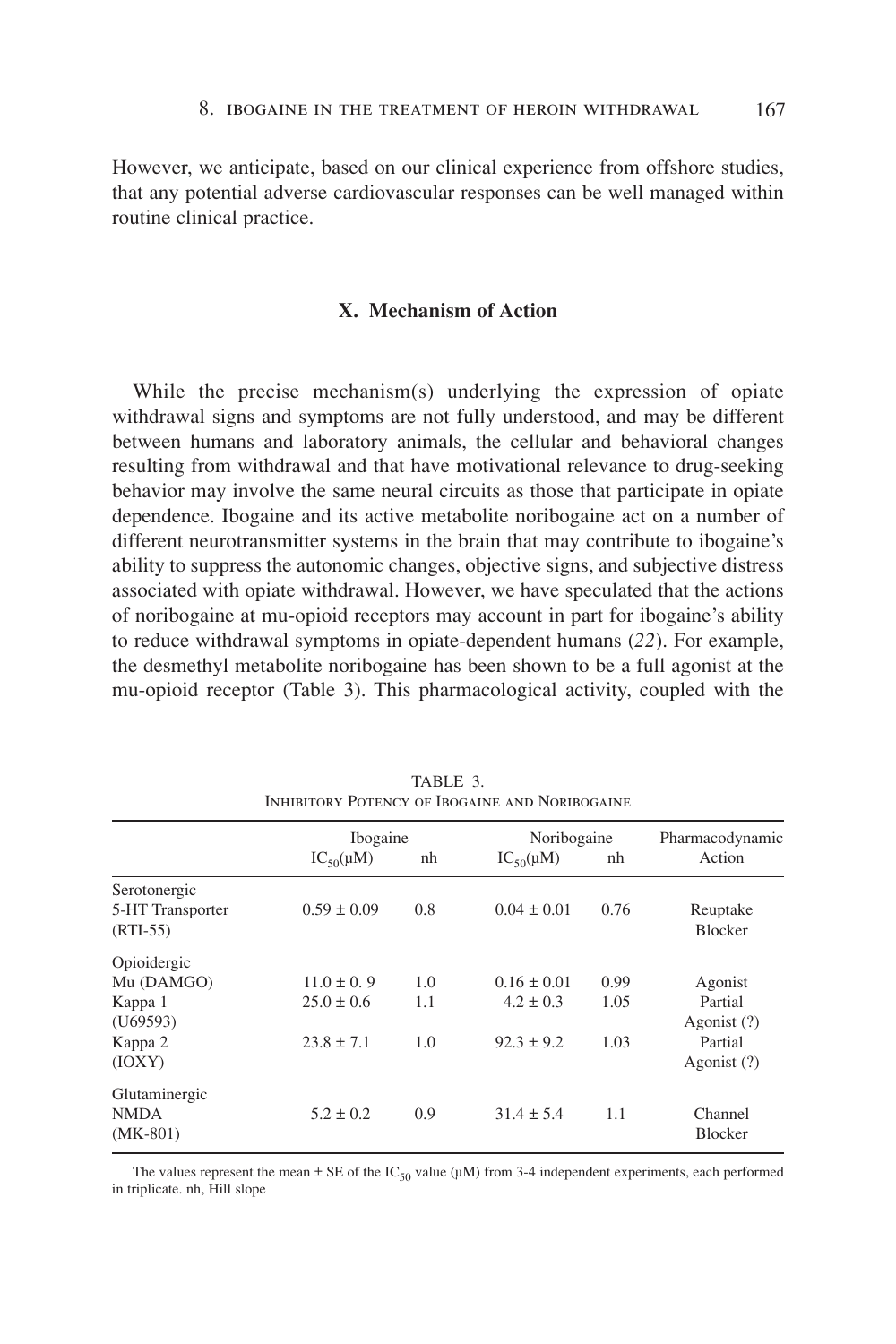However, we anticipate, based on our clinical experience from offshore studies, that any potential adverse cardiovascular responses can be well managed within routine clinical practice.

## X. Mechanism of Action

While the precise mechanism(s) underlying the expression of opiate withdrawal signs and symptoms are not fully understood, and may be different between humans and laboratory animals, the cellular and behavioral changes resulting from withdrawal and that have motivational relevance to drug-seeking behavior may involve the same neural circuits as those that participate in opiate dependence. Ibogaine and its active metabolite noribogaine act on a number of different neurotransmitter systems in the brain that may contribute to ibogaine's ability to suppress the autonomic changes, objective signs, and subjective distress associated with opiate withdrawal. However, we have speculated that the actions of noribogaine at mu-opioid receptors may account in part for ibogaine's ability to reduce withdrawal symptoms in opiate-dependent humans (*22*). For example, the desmethyl metabolite noribogaine has been shown to be a full agonist at the mu-opioid receptor (Table 3). This pharmacological activity, coupled with the

TABLE 3.
INHIBITORY POTENCY OF IBOGAINE AND NORIBOGAINE

| | Ibogaine | | Noribogaine | | Pharmacodynamic |
|---|---|---|---|---|---|
| | $IC_{50}$(μM) | nh | $IC_{50}$(μM) | nh | Action |
| Serotonergic | | | | | |
| 5-HT Transporter (RTI-55) | 0.59 ± 0.09 | 0.8 | 0.04 ± 0.01 | 0.76 | Reuptake Blocker |
| Opioidergic | | | | | |
| Mu (DAMGO) | 11.0 ± 0. 9 | 1.0 | 0.16 ± 0.01 | 0.99 | Agonist |
| Kappa 1 (U69593) | 25.0 ± 0.6 | 1.1 | 4.2 ± 0.3 | 1.05 | Partial Agonist (?) |
| Kappa 2 (IOXY) | 23.8 ± 7.1 | 1.0 | 92.3 ± 9.2 | 1.03 | Partial Agonist (?) |
| Glutaminergic | | | | | |
| NMDA (MK-801) | 5.2 ± 0.2 | 0.9 | 31.4 ± 5.4 | 1.1 | Channel Blocker |

The values represent the mean ± SE of the $IC_{50}$ value (μM) from 3-4 independent experiments, each performed in triplicate. nh, Hill slope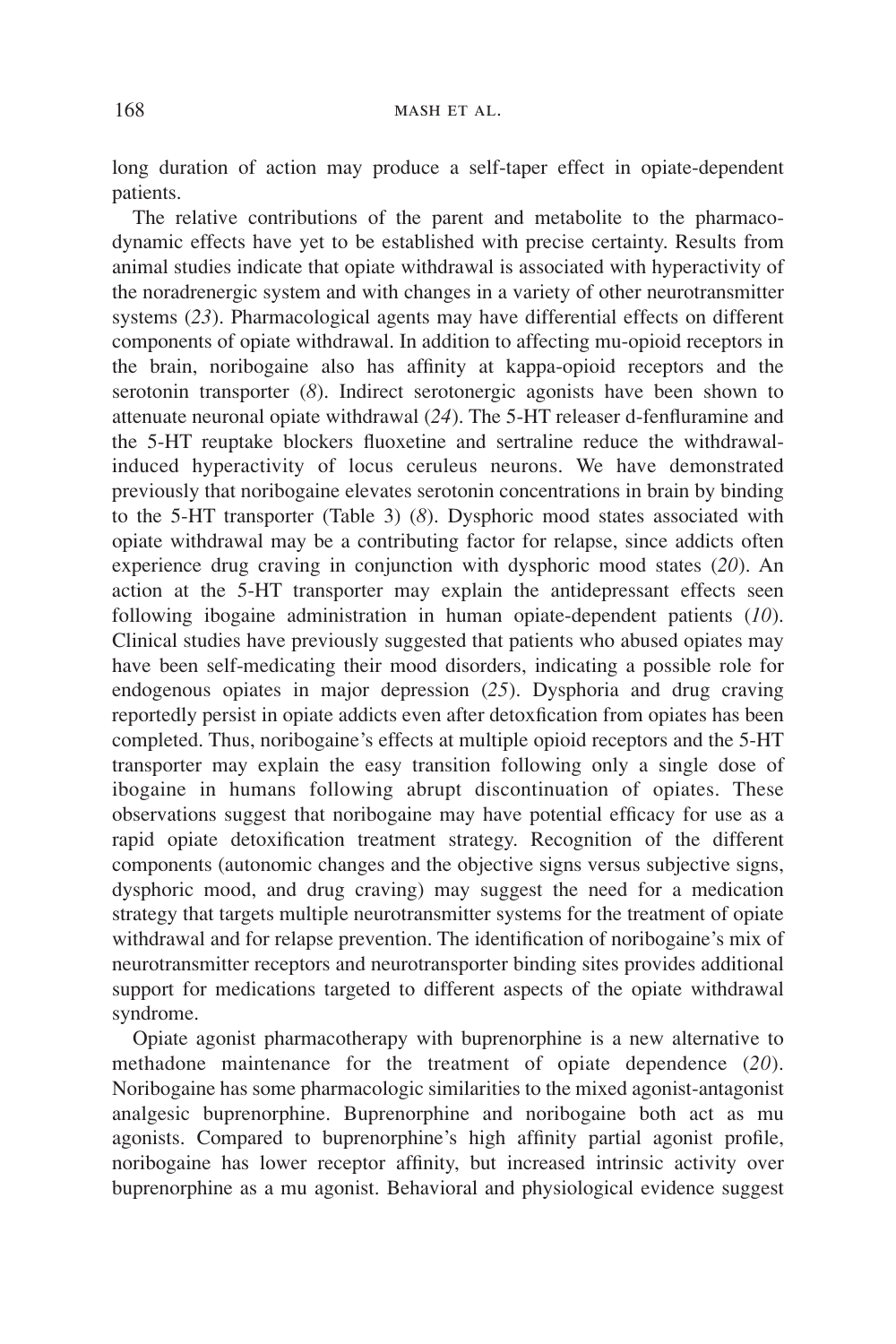long duration of action may produce a self-taper effect in opiate-dependent patients.

The relative contributions of the parent and metabolite to the pharmacodynamic effects have yet to be established with precise certainty. Results from animal studies indicate that opiate withdrawal is associated with hyperactivity of the noradrenergic system and with changes in a variety of other neurotransmitter systems (*23*). Pharmacological agents may have differential effects on different components of opiate withdrawal. In addition to affecting mu-opioid receptors in the brain, noribogaine also has affinity at kappa-opioid receptors and the serotonin transporter (*8*). Indirect serotonergic agonists have been shown to attenuate neuronal opiate withdrawal (*24*). The 5-HT releaser d-fenfluramine and the 5-HT reuptake blockers fluoxetine and sertraline reduce the withdrawal-induced hyperactivity of locus ceruleus neurons. We have demonstrated previously that noribogaine elevates serotonin concentrations in brain by binding to the 5-HT transporter (Table 3) (*8*). Dysphoric mood states associated with opiate withdrawal may be a contributing factor for relapse, since addicts often experience drug craving in conjunction with dysphoric mood states (*20*). An action at the 5-HT transporter may explain the antidepressant effects seen following ibogaine administration in human opiate-dependent patients (*10*). Clinical studies have previously suggested that patients who abused opiates may have been self-medicating their mood disorders, indicating a possible role for endogenous opiates in major depression (*25*). Dysphoria and drug craving reportedly persist in opiate addicts even after detoxfication from opiates has been completed. Thus, noribogaine's effects at multiple opioid receptors and the 5-HT transporter may explain the easy transition following only a single dose of ibogaine in humans following abrupt discontinuation of opiates. These observations suggest that noribogaine may have potential efficacy for use as a rapid opiate detoxification treatment strategy. Recognition of the different components (autonomic changes and the objective signs versus subjective signs, dysphoric mood, and drug craving) may suggest the need for a medication strategy that targets multiple neurotransmitter systems for the treatment of opiate withdrawal and for relapse prevention. The identification of noribogaine's mix of neurotransmitter receptors and neurotransporter binding sites provides additional support for medications targeted to different aspects of the opiate withdrawal syndrome.

Opiate agonist pharmacotherapy with buprenorphine is a new alternative to methadone maintenance for the treatment of opiate dependence (*20*). Noribogaine has some pharmacologic similarities to the mixed agonist-antagonist analgesic buprenorphine. Buprenorphine and noribogaine both act as mu agonists. Compared to buprenorphine's high affinity partial agonist profile, noribogaine has lower receptor affinity, but increased intrinsic activity over buprenorphine as a mu agonist. Behavioral and physiological evidence suggest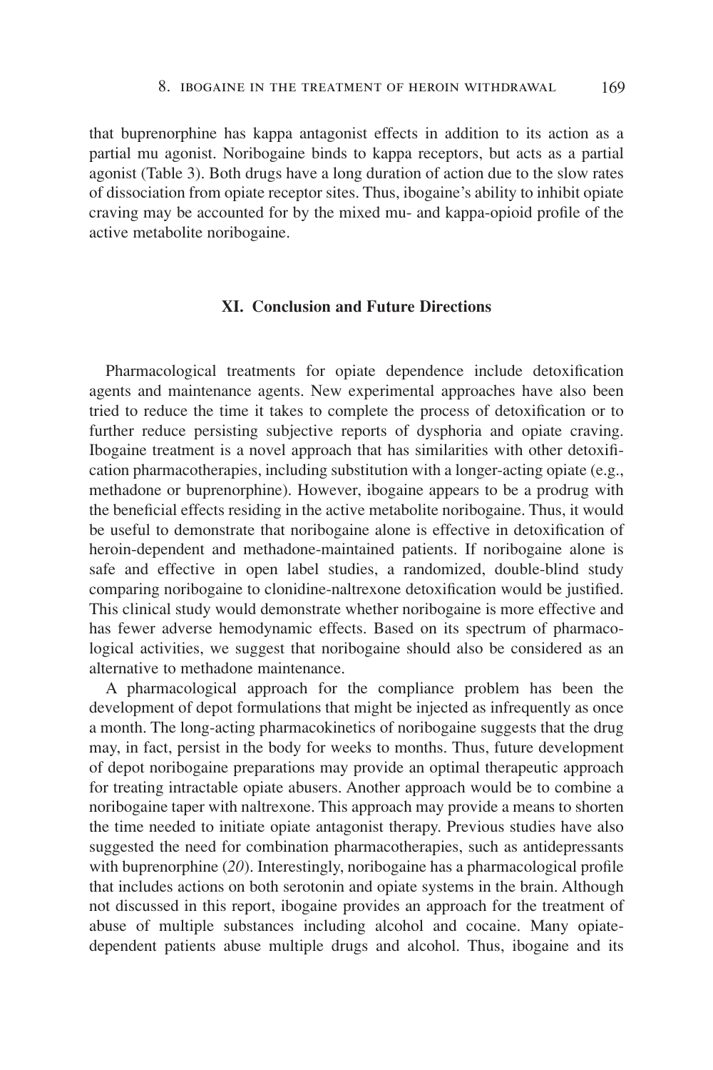that buprenorphine has kappa antagonist effects in addition to its action as a partial mu agonist. Noribogaine binds to kappa receptors, but acts as a partial agonist (Table 3). Both drugs have a long duration of action due to the slow rates of dissociation from opiate receptor sites. Thus, ibogaine's ability to inhibit opiate craving may be accounted for by the mixed mu- and kappa-opioid profile of the active metabolite noribogaine.

## XI. Conclusion and Future Directions

Pharmacological treatments for opiate dependence include detoxification agents and maintenance agents. New experimental approaches have also been tried to reduce the time it takes to complete the process of detoxification or to further reduce persisting subjective reports of dysphoria and opiate craving. Ibogaine treatment is a novel approach that has similarities with other detoxification pharmacotherapies, including substitution with a longer-acting opiate (e.g., methadone or buprenorphine). However, ibogaine appears to be a prodrug with the beneficial effects residing in the active metabolite noribogaine. Thus, it would be useful to demonstrate that noribogaine alone is effective in detoxification of heroin-dependent and methadone-maintained patients. If noribogaine alone is safe and effective in open label studies, a randomized, double-blind study comparing noribogaine to clonidine-naltrexone detoxification would be justified. This clinical study would demonstrate whether noribogaine is more effective and has fewer adverse hemodynamic effects. Based on its spectrum of pharmacological activities, we suggest that noribogaine should also be considered as an alternative to methadone maintenance.

A pharmacological approach for the compliance problem has been the development of depot formulations that might be injected as infrequently as once a month. The long-acting pharmacokinetics of noribogaine suggests that the drug may, in fact, persist in the body for weeks to months. Thus, future development of depot noribogaine preparations may provide an optimal therapeutic approach for treating intractable opiate abusers. Another approach would be to combine a noribogaine taper with naltrexone. This approach may provide a means to shorten the time needed to initiate opiate antagonist therapy. Previous studies have also suggested the need for combination pharmacotherapies, such as antidepressants with buprenorphine (*20*). Interestingly, noribogaine has a pharmacological profile that includes actions on both serotonin and opiate systems in the brain. Although not discussed in this report, ibogaine provides an approach for the treatment of abuse of multiple substances including alcohol and cocaine. Many opiate-dependent patients abuse multiple drugs and alcohol. Thus, ibogaine and its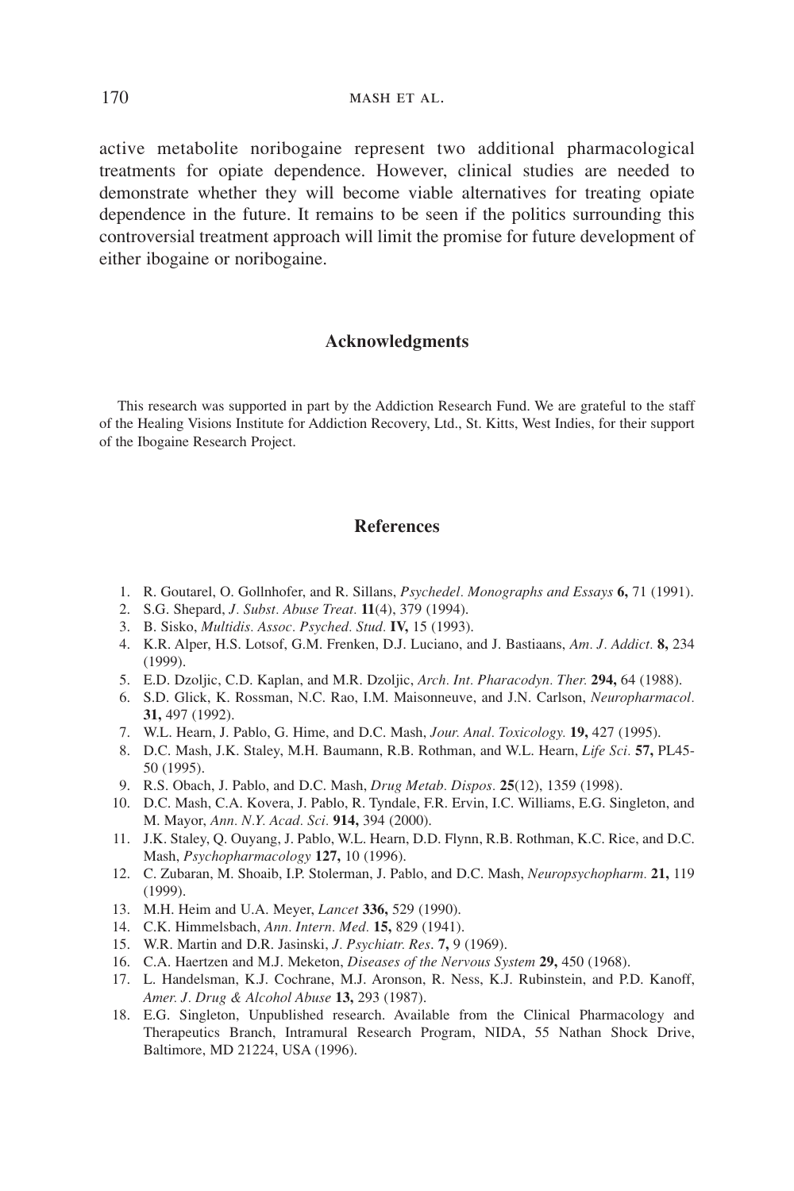active metabolite noribogaine represent two additional pharmacological treatments for opiate dependence. However, clinical studies are needed to demonstrate whether they will become viable alternatives for treating opiate dependence in the future. It remains to be seen if the politics surrounding this controversial treatment approach will limit the promise for future development of either ibogaine or noribogaine.

## Acknowledgments

This research was supported in part by the Addiction Research Fund. We are grateful to the staff of the Healing Visions Institute for Addiction Recovery, Ltd., St. Kitts, West Indies, for their support of the Ibogaine Research Project.

## References

1. R. Goutarel, O. Gollnhofer, and R. Sillans, *Psychedel. Monographs and Essays* **6,** 71 (1991).
2. S.G. Shepard, *J. Subst. Abuse Treat.* **11**(4), 379 (1994).
3. B. Sisko, *Multidis. Assoc. Psyched. Stud.* **IV,** 15 (1993).
4. K.R. Alper, H.S. Lotsof, G.M. Frenken, D.J. Luciano, and J. Bastiaans, *Am. J. Addict.* **8,** 234 (1999).
5. E.D. Dzoljic, C.D. Kaplan, and M.R. Dzoljic, *Arch. Int. Pharacodyn. Ther.* **294,** 64 (1988).
6. S.D. Glick, K. Rossman, N.C. Rao, I.M. Maisonneuve, and J.N. Carlson, *Neuropharmacol.* **31,** 497 (1992).
7. W.L. Hearn, J. Pablo, G. Hime, and D.C. Mash, *Jour. Anal. Toxicology.* **19,** 427 (1995).
8. D.C. Mash, J.K. Staley, M.H. Baumann, R.B. Rothman, and W.L. Hearn, *Life Sci.* **57,** PL45-50 (1995).
9. R.S. Obach, J. Pablo, and D.C. Mash, *Drug Metab. Dispos.* **25**(12), 1359 (1998).
10. D.C. Mash, C.A. Kovera, J. Pablo, R. Tyndale, F.R. Ervin, I.C. Williams, E.G. Singleton, and M. Mayor, *Ann. N.Y. Acad. Sci.* **914,** 394 (2000).
11. J.K. Staley, Q. Ouyang, J. Pablo, W.L. Hearn, D.D. Flynn, R.B. Rothman, K.C. Rice, and D.C. Mash, *Psychopharmacology* **127,** 10 (1996).
12. C. Zubaran, M. Shoaib, I.P. Stolerman, J. Pablo, and D.C. Mash, *Neuropsychopharm.* **21,** 119 (1999).
13. M.H. Heim and U.A. Meyer, *Lancet* **336,** 529 (1990).
14. C.K. Himmelsbach, *Ann. Intern. Med.* **15,** 829 (1941).
15. W.R. Martin and D.R. Jasinski, *J. Psychiatr. Res.* **7,** 9 (1969).
16. C.A. Haertzen and M.J. Meketon, *Diseases of the Nervous System* **29,** 450 (1968).
17. L. Handelsman, K.J. Cochrane, M.J. Aronson, R. Ness, K.J. Rubinstein, and P.D. Kanoff, *Amer. J. Drug & Alcohol Abuse* **13,** 293 (1987).
18. E.G. Singleton, Unpublished research. Available from the Clinical Pharmacology and Therapeutics Branch, Intramural Research Program, NIDA, 55 Nathan Shock Drive, Baltimore, MD 21224, USA (1996).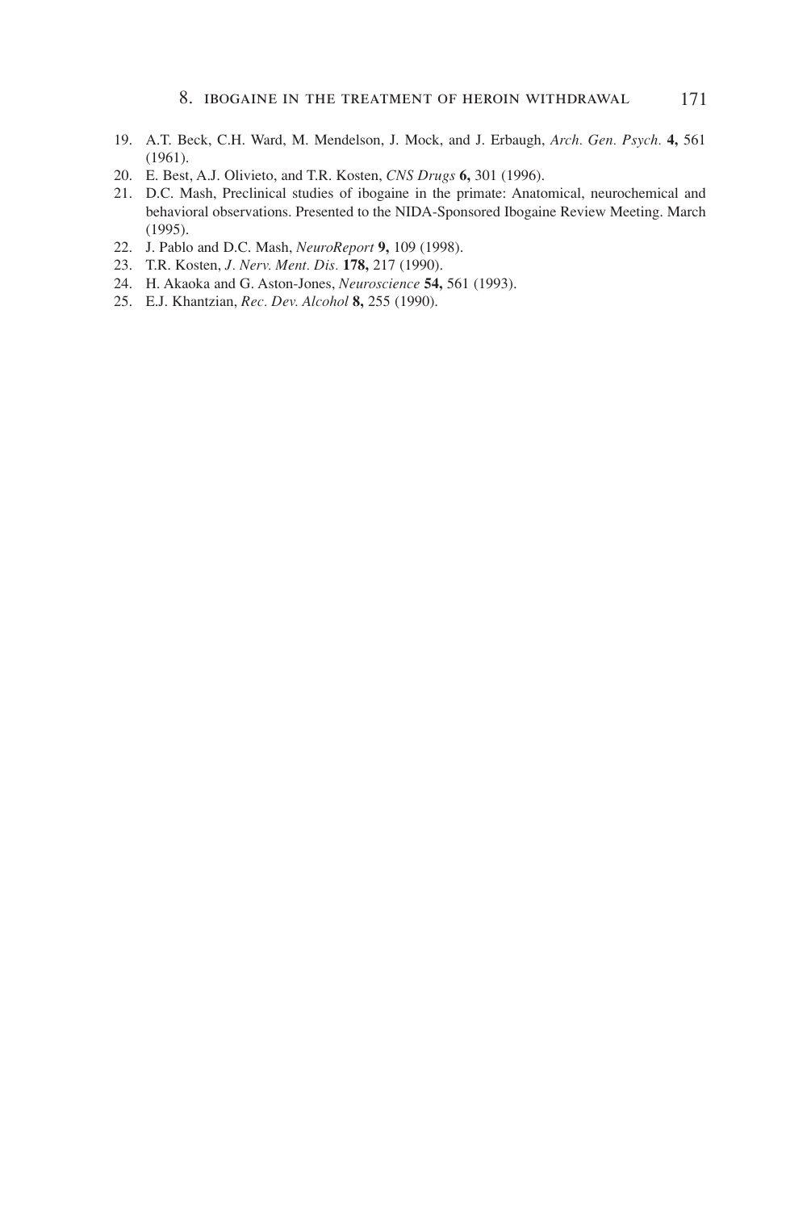19. A.T. Beck, C.H. Ward, M. Mendelson, J. Mock, and J. Erbaugh, *Arch. Gen. Psych.* **4,** 561 (1961).
20. E. Best, A.J. Olivieto, and T.R. Kosten, *CNS Drugs* **6,** 301 (1996).
21. D.C. Mash, Preclinical studies of ibogaine in the primate: Anatomical, neurochemical and behavioral observations. Presented to the NIDA-Sponsored Ibogaine Review Meeting. March (1995).
22. J. Pablo and D.C. Mash, *NeuroReport* **9,** 109 (1998).
23. T.R. Kosten, *J. Nerv. Ment. Dis.* **178,** 217 (1990).
24. H. Akaoka and G. Aston-Jones, *Neuroscience* **54,** 561 (1993).
25. E.J. Khantzian, *Rec. Dev. Alcohol* **8,** 255 (1990).